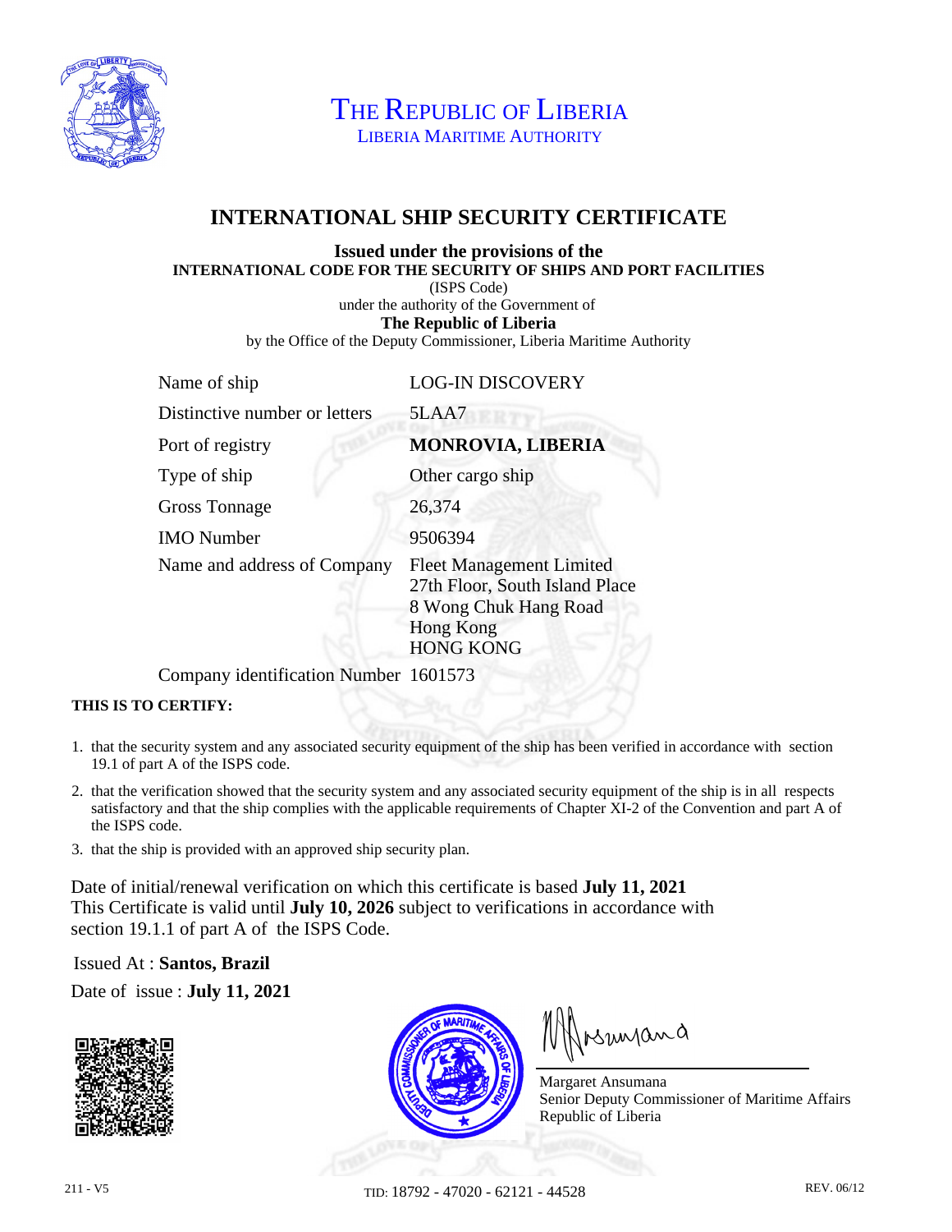# THE REPUBLIC OF LIBERIA

LIBERIA MARITIME AUTHORITY

## INTERNATIONAL SHIP SECURITY CERTIFICATE

**Issued under the provisions of the**
**INTERNATIONAL CODE FOR THE SECURITY OF SHIPS AND PORT FACILITIES**
(ISPS Code)
under the authority of the Government of
**The Republic of Liberia**
by the Office of the Deputy Commissioner, Liberia Maritime Authority

| | |
|---|---|
| Name of ship | LOG-IN DISCOVERY |
| Distinctive number or letters | 5LAA7 |
| Port of registry | **MONROVIA, LIBERIA** |
| Type of ship | Other cargo ship |
| Gross Tonnage | 26,374 |
| IMO Number | 9506394 |
| Name and address of Company | Fleet Management Limited<br>27th Floor, South Island Place<br>8 Wong Chuk Hang Road<br>Hong Kong<br>HONG KONG |
| Company identification Number | 1601573 |

**THIS IS TO CERTIFY:**

1. that the security system and any associated security equipment of the ship has been verified in accordance with section 19.1 of part A of the ISPS code.
2. that the verification showed that the security system and any associated security equipment of the ship is in all respects satisfactory and that the ship complies with the applicable requirements of Chapter XI-2 of the Convention and part A of the ISPS code.
3. that the ship is provided with an approved ship security plan.

Date of initial/renewal verification on which this certificate is based **July 11, 2021**
This Certificate is valid until **July 10, 2026** subject to verifications in accordance with section 19.1.1 of part A of the ISPS Code.

Issued At : **Santos, Brazil**

Date of issue : **July 11, 2021**

Margaret Ansumana
Senior Deputy Commissioner of Maritime Affairs
Republic of Liberia

211 - V5

TID: 18792 - 47020 - 62121 - 44528

REV. 06/12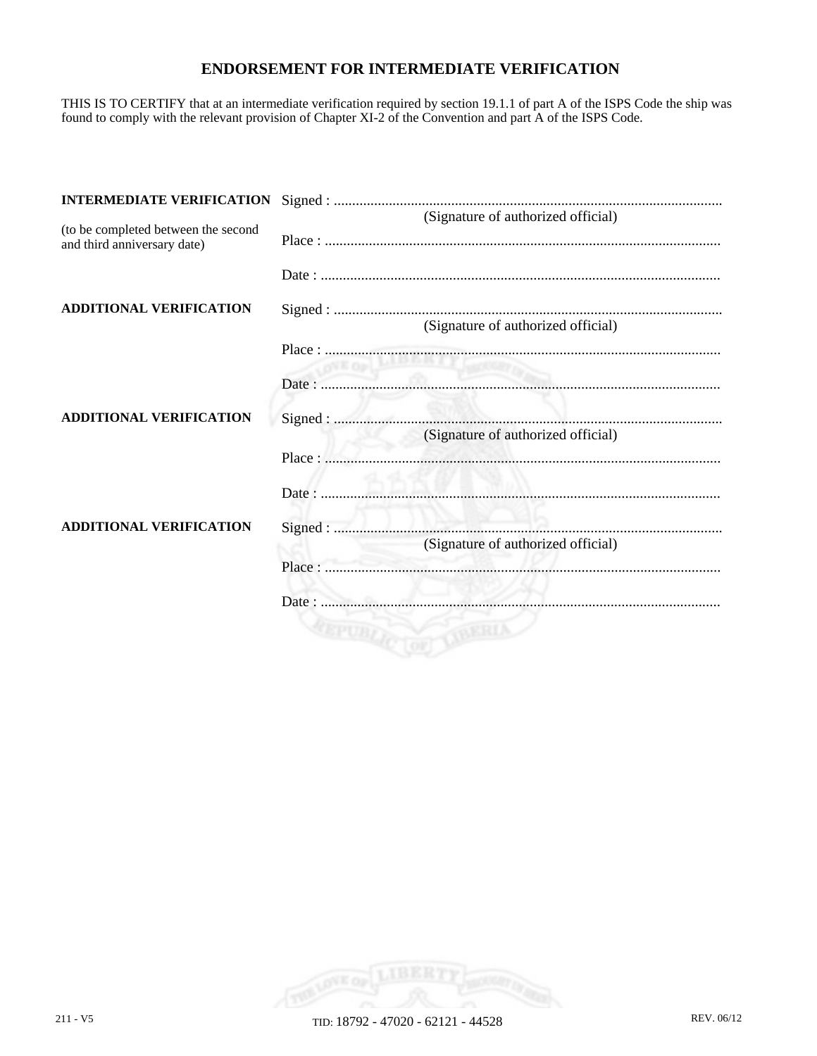## ENDORSEMENT FOR INTERMEDIATE VERIFICATION

THIS IS TO CERTIFY that at an intermediate verification required by section 19.1.1 of part A of the ISPS Code the ship was found to comply with the relevant provision of Chapter XI-2 of the Convention and part A of the ISPS Code.

**INTERMEDIATE VERIFICATION**

(to be completed between the second and third anniversary date)

Signed : ..........................................................................................................
(Signature of authorized official)

Place : ............................................................................................................

Date : .............................................................................................................

**ADDITIONAL VERIFICATION**

Signed : ..........................................................................................................
(Signature of authorized official)

Place : ............................................................................................................

Date : .............................................................................................................

**ADDITIONAL VERIFICATION**

Signed : ..........................................................................................................
(Signature of authorized official)

Place : ............................................................................................................

Date : .............................................................................................................

**ADDITIONAL VERIFICATION**

Signed : ..........................................................................................................
(Signature of authorized official)

Place : ............................................................................................................

Date : .............................................................................................................

211 - V5 TID: 18792 - 47020 - 62121 - 44528 REV. 06/12